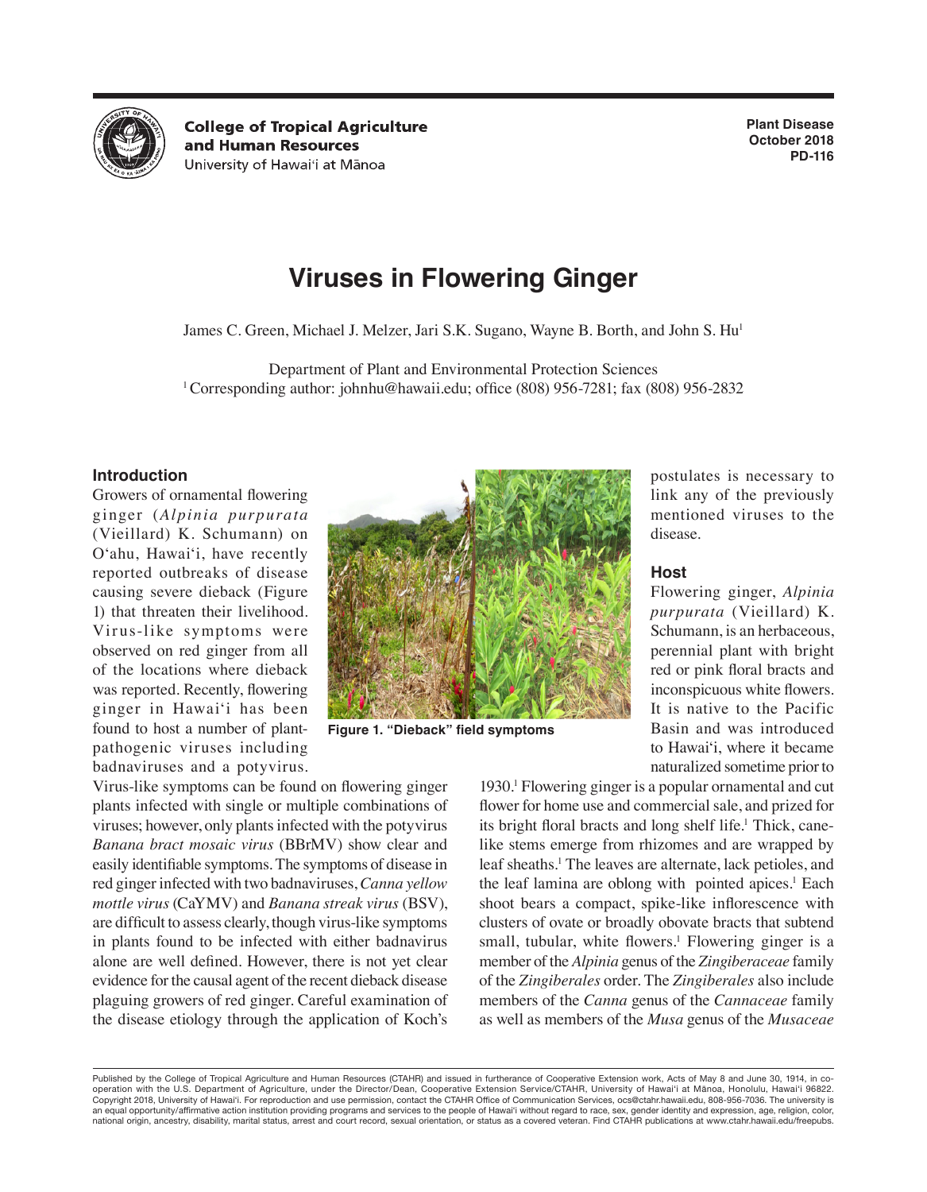College of Tropical Agriculture and Human Resources
University of Hawaiʻi at Mānoa

Plant Disease
October 2018
PD-116

# Viruses in Flowering Ginger

James C. Green, Michael J. Melzer, Jari S.K. Sugano, Wayne B. Borth, and John S. Hu[1]

Department of Plant and Environmental Protection Sciences
[1] Corresponding author: johnhu@hawaii.edu; office (808) 956-7281; fax (808) 956-2832

## Introduction

Growers of ornamental flowering ginger (*Alpinia purpurata* (Vieillard) K. Schumann) on Oʻahu, Hawaiʻi, have recently reported outbreaks of disease causing severe dieback (Figure 1) that threaten their livelihood. Virus-like symptoms were observed on red ginger from all of the locations where dieback was reported. Recently, flowering ginger in Hawaiʻi has been found to host a number of plant-pathogenic viruses including badnaviruses and a potyvirus. Virus-like symptoms can be found on flowering ginger plants infected with single or multiple combinations of viruses; however, only plants infected with the potyvirus *Banana bract mosaic virus* (BBrMV) show clear and easily identifiable symptoms. The symptoms of disease in red ginger infected with two badnaviruses, *Canna yellow mottle virus* (CaYMV) and *Banana streak virus* (BSV), are difficult to assess clearly, though virus-like symptoms in plants found to be infected with either badnavirus alone are well defined. However, there is not yet clear evidence for the causal agent of the recent dieback disease plaguing growers of red ginger. Careful examination of the disease etiology through the application of Koch's postulates is necessary to link any of the previously mentioned viruses to the disease.

Figure 1. "Dieback" field symptoms

## Host

Flowering ginger, *Alpinia purpurata* (Vieillard) K. Schumann, is an herbaceous, perennial plant with bright red or pink floral bracts and inconspicuous white flowers. It is native to the Pacific Basin and was introduced to Hawaiʻi, where it became naturalized sometime prior to 1930.[1] Flowering ginger is a popular ornamental and cut flower for home use and commercial sale, and prized for its bright floral bracts and long shelf life.[1] Thick, cane-like stems emerge from rhizomes and are wrapped by leaf sheaths.[1] The leaves are alternate, lack petioles, and the leaf lamina are oblong with pointed apices.[1] Each shoot bears a compact, spike-like inflorescence with clusters of ovate or broadly obovate bracts that subtend small, tubular, white flowers.[1] Flowering ginger is a member of the *Alpinia* genus of the *Zingiberaceae* family of the *Zingiberales* order. The *Zingiberales* also include members of the *Canna* genus of the *Cannaceae* family as well as members of the *Musa* genus of the *Musaceae*

Published by the College of Tropical Agriculture and Human Resources (CTAHR) and issued in furtherance of Cooperative Extension work, Acts of May 8 and June 30, 1914, in co-operation with the U.S. Department of Agriculture, under the Director/Dean, Cooperative Extension Service/CTAHR, University of Hawaiʻi at Mānoa, Honolulu, Hawaiʻi 96822. Copyright 2018, University of Hawaiʻi. For reproduction and use permission, contact the CTAHR Office of Communication Services, ocs@ctahr.hawaii.edu, 808-956-7036. The university is an equal opportunity/affirmative action institution providing programs and services to the people of Hawaiʻi without regard to race, sex, gender identity and expression, age, religion, color, national origin, ancestry, disability, marital status, arrest and court record, sexual orientation, or status as a covered veteran. Find CTAHR publications at www.ctahr.hawaii.edu/freepubs.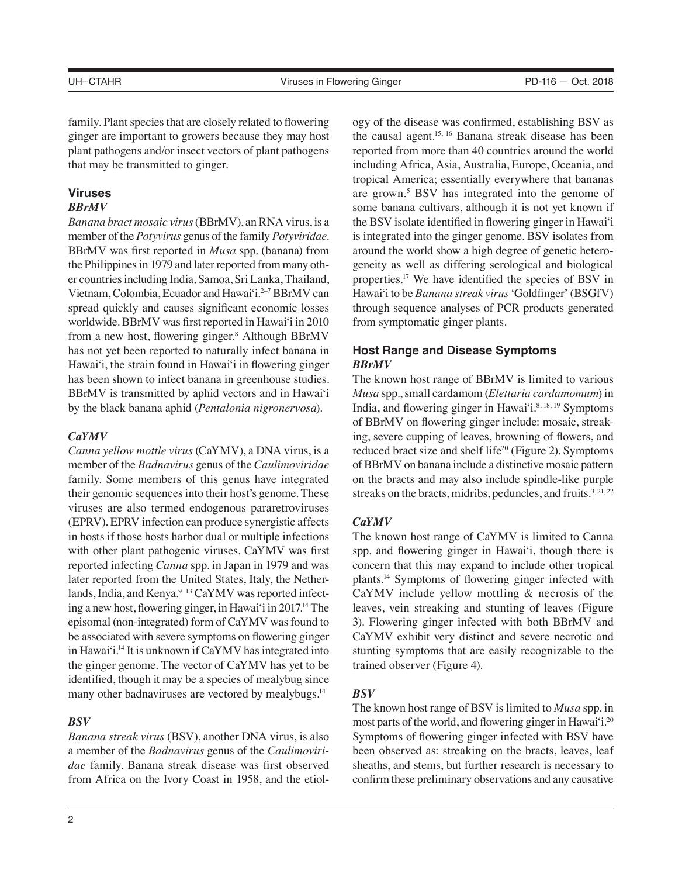family. Plant species that are closely related to flowering ginger are important to growers because they may host plant pathogens and/or insect vectors of plant pathogens that may be transmitted to ginger.

## Viruses

### *BBrMV*

*Banana bract mosaic virus* (BBrMV), an RNA virus, is a member of the *Potyvirus* genus of the family *Potyviridae*. BBrMV was first reported in *Musa* spp. (banana) from the Philippines in 1979 and later reported from many other countries including India, Samoa, Sri Lanka, Thailand, Vietnam, Colombia, Ecuador and Hawai'i.[2–7] BBrMV can spread quickly and causes significant economic losses worldwide. BBrMV was first reported in Hawai'i in 2010 from a new host, flowering ginger.[8] Although BBrMV has not yet been reported to naturally infect banana in Hawai'i, the strain found in Hawai'i in flowering ginger has been shown to infect banana in greenhouse studies. BBrMV is transmitted by aphid vectors and in Hawai'i by the black banana aphid (*Pentalonia nigronervosa*).

### *CaYMV*

*Canna yellow mottle virus* (CaYMV), a DNA virus, is a member of the *Badnavirus* genus of the *Caulimoviridae* family. Some members of this genus have integrated their genomic sequences into their host's genome. These viruses are also termed endogenous pararetroviruses (EPRV). EPRV infection can produce synergistic affects in hosts if those hosts harbor dual or multiple infections with other plant pathogenic viruses. CaYMV was first reported infecting *Canna* spp. in Japan in 1979 and was later reported from the United States, Italy, the Netherlands, India, and Kenya.[9–13] CaYMV was reported infecting a new host, flowering ginger, in Hawai'i in 2017.[14] The episomal (non-integrated) form of CaYMV was found to be associated with severe symptoms on flowering ginger in Hawai'i.[14] It is unknown if CaYMV has integrated into the ginger genome. The vector of CaYMV has yet to be identified, though it may be a species of mealybug since many other badnaviruses are vectored by mealybugs.[14]

### *BSV*

*Banana streak virus* (BSV), another DNA virus, is also a member of the *Badnavirus* genus of the *Caulimoviridae* family. Banana streak disease was first observed from Africa on the Ivory Coast in 1958, and the etiology of the disease was confirmed, establishing BSV as the causal agent.[15, 16] Banana streak disease has been reported from more than 40 countries around the world including Africa, Asia, Australia, Europe, Oceania, and tropical America; essentially everywhere that bananas are grown.[5] BSV has integrated into the genome of some banana cultivars, although it is not yet known if the BSV isolate identified in flowering ginger in Hawai'i is integrated into the ginger genome. BSV isolates from around the world show a high degree of genetic heterogeneity as well as differing serological and biological properties.[17] We have identified the species of BSV in Hawai'i to be *Banana streak virus* 'Goldfinger' (BSGfV) through sequence analyses of PCR products generated from symptomatic ginger plants.

## Host Range and Disease Symptoms

### *BBrMV*

The known host range of BBrMV is limited to various *Musa* spp., small cardamom (*Elettaria cardamomum*) in India, and flowering ginger in Hawai'i.[8, 18, 19] Symptoms of BBrMV on flowering ginger include: mosaic, streaking, severe cupping of leaves, browning of flowers, and reduced bract size and shelf life[20] (Figure 2). Symptoms of BBrMV on banana include a distinctive mosaic pattern on the bracts and may also include spindle-like purple streaks on the bracts, midribs, peduncles, and fruits.[3, 21, 22]

### *CaYMV*

The known host range of CaYMV is limited to Canna spp. and flowering ginger in Hawai'i, though there is concern that this may expand to include other tropical plants.[14] Symptoms of flowering ginger infected with CaYMV include yellow mottling & necrosis of the leaves, vein streaking and stunting of leaves (Figure 3). Flowering ginger infected with both BBrMV and CaYMV exhibit very distinct and severe necrotic and stunting symptoms that are easily recognizable to the trained observer (Figure 4).

### *BSV*

The known host range of BSV is limited to *Musa* spp. in most parts of the world, and flowering ginger in Hawai'i.[20] Symptoms of flowering ginger infected with BSV have been observed as: streaking on the bracts, leaves, leaf sheaths, and stems, but further research is necessary to confirm these preliminary observations and any causative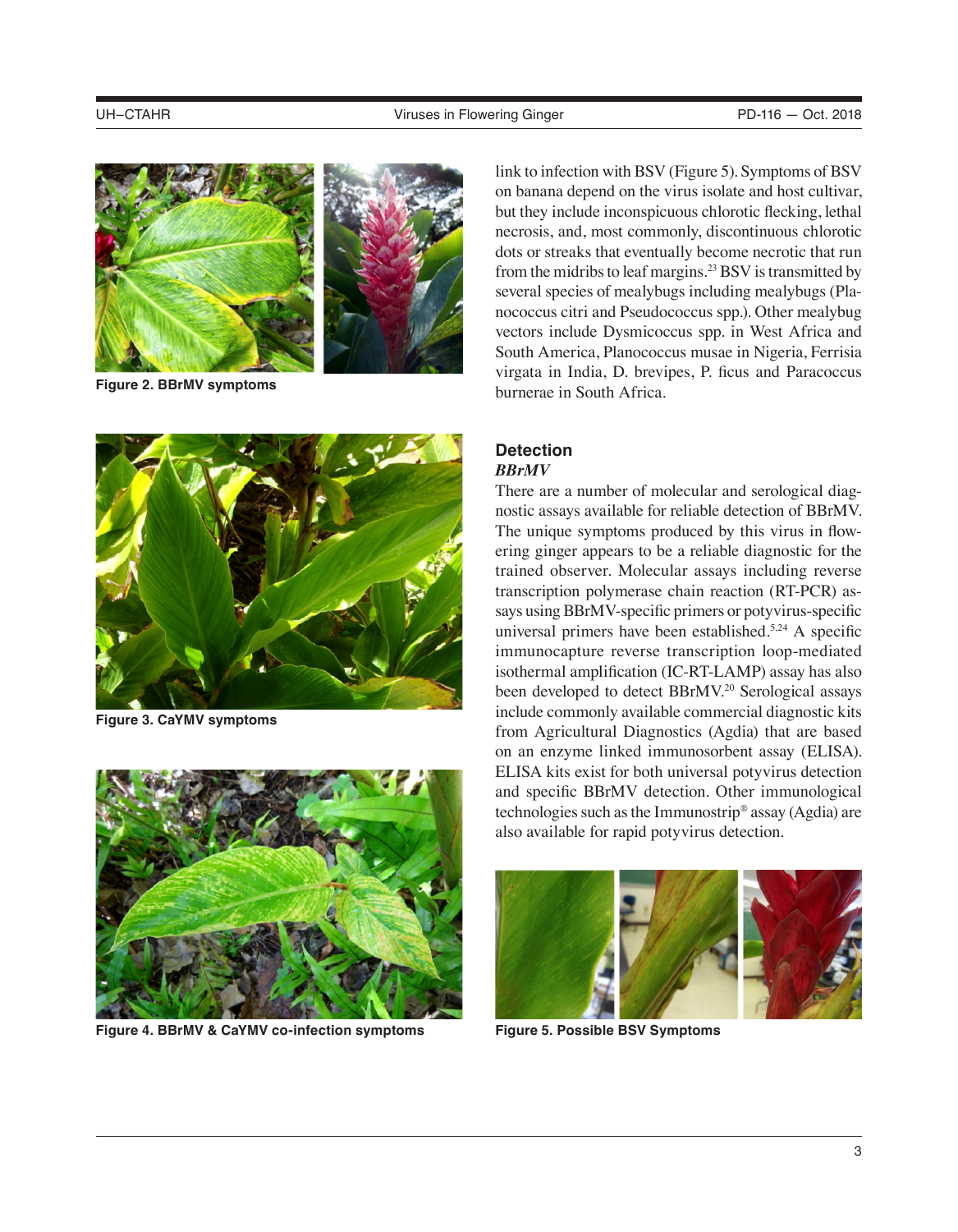Figure 2. BBrMV symptoms

Figure 3. CaYMV symptoms

Figure 4. BBrMV & CaYMV co-infection symptoms

link to infection with BSV (Figure 5). Symptoms of BSV on banana depend on the virus isolate and host cultivar, but they include inconspicuous chlorotic flecking, lethal necrosis, and, most commonly, discontinuous chlorotic dots or streaks that eventually become necrotic that run from the midribs to leaf margins.[23] BSV is transmitted by several species of mealybugs including mealybugs (Planococcus citri and Pseudococcus spp.). Other mealybug vectors include Dysmicoccus spp. in West Africa and South America, Planococcus musae in Nigeria, Ferrisia virgata in India, D. brevipes, P. ficus and Paracoccus burnerae in South Africa.

## Detection

### *BBrMV*

There are a number of molecular and serological diagnostic assays available for reliable detection of BBrMV. The unique symptoms produced by this virus in flowering ginger appears to be a reliable diagnostic for the trained observer. Molecular assays including reverse transcription polymerase chain reaction (RT-PCR) assays using BBrMV-specific primers or potyvirus-specific universal primers have been established.[5,24] A specific immunocapture reverse transcription loop-mediated isothermal amplification (IC-RT-LAMP) assay has also been developed to detect BBrMV.[20] Serological assays include commonly available commercial diagnostic kits from Agricultural Diagnostics (Agdia) that are based on an enzyme linked immunosorbent assay (ELISA). ELISA kits exist for both universal potyvirus detection and specific BBrMV detection. Other immunological technologies such as the Immunostrip® assay (Agdia) are also available for rapid potyvirus detection.

Figure 5. Possible BSV Symptoms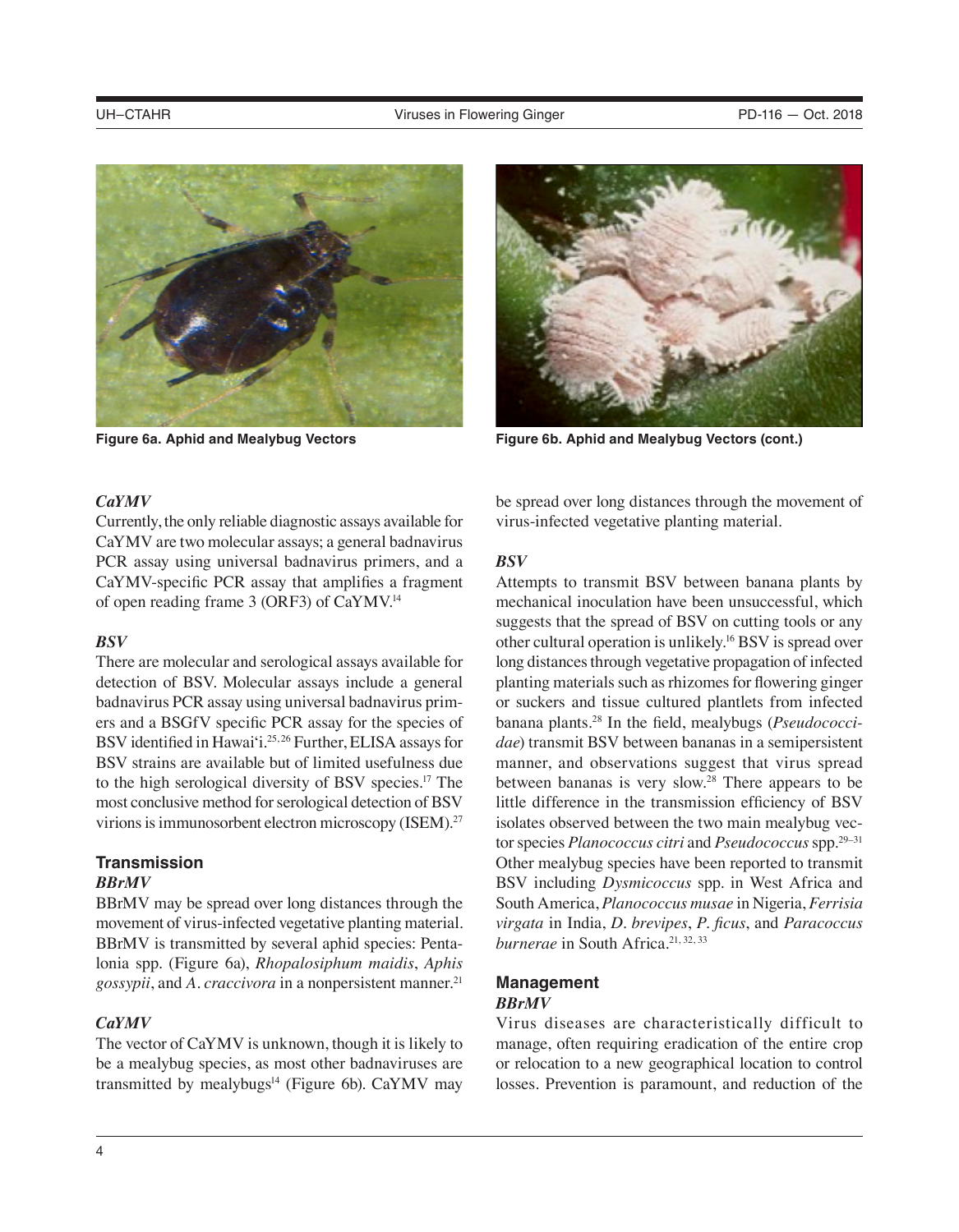Figure 6a. Aphid and Mealybug Vectors

Figure 6b. Aphid and Mealybug Vectors (cont.)

### *CaYMV*

Currently, the only reliable diagnostic assays available for CaYMV are two molecular assays; a general badnavirus PCR assay using universal badnavirus primers, and a CaYMV-specific PCR assay that amplifies a fragment of open reading frame 3 (ORF3) of CaYMV.[14]

### *BSV*

There are molecular and serological assays available for detection of BSV. Molecular assays include a general badnavirus PCR assay using universal badnavirus primers and a BSGfV specific PCR assay for the species of BSV identified in Hawai'i.[25, 26] Further, ELISA assays for BSV strains are available but of limited usefulness due to the high serological diversity of BSV species.[17] The most conclusive method for serological detection of BSV virions is immunosorbent electron microscopy (ISEM).[27]

## Transmission

### *BBrMV*

BBrMV may be spread over long distances through the movement of virus-infected vegetative planting material. BBrMV is transmitted by several aphid species: Pentalonia spp. (Figure 6a), *Rhopalosiphum maidis*, *Aphis gossypii*, and *A. craccivora* in a nonpersistent manner.[21]

### *CaYMV*

The vector of CaYMV is unknown, though it is likely to be a mealybug species, as most other badnaviruses are transmitted by mealybugs[14] (Figure 6b). CaYMV may be spread over long distances through the movement of virus-infected vegetative planting material.

### *BSV*

Attempts to transmit BSV between banana plants by mechanical inoculation have been unsuccessful, which suggests that the spread of BSV on cutting tools or any other cultural operation is unlikely.[16] BSV is spread over long distances through vegetative propagation of infected planting materials such as rhizomes for flowering ginger or suckers and tissue cultured plantlets from infected banana plants.[28] In the field, mealybugs (*Pseudococcidae*) transmit BSV between bananas in a semipersistent manner, and observations suggest that virus spread between bananas is very slow.[28] There appears to be little difference in the transmission efficiency of BSV isolates observed between the two main mealybug vector species *Planococcus citri* and *Pseudococcus* spp.[29–31] Other mealybug species have been reported to transmit BSV including *Dysmicoccus* spp. in West Africa and South America, *Planococcus musae* in Nigeria, *Ferrisia virgata* in India, *D. brevipes*, *P. ficus*, and *Paracoccus burnerae* in South Africa.[21, 32, 33]

## Management

### *BBrMV*

Virus diseases are characteristically difficult to manage, often requiring eradication of the entire crop or relocation to a new geographical location to control losses. Prevention is paramount, and reduction of the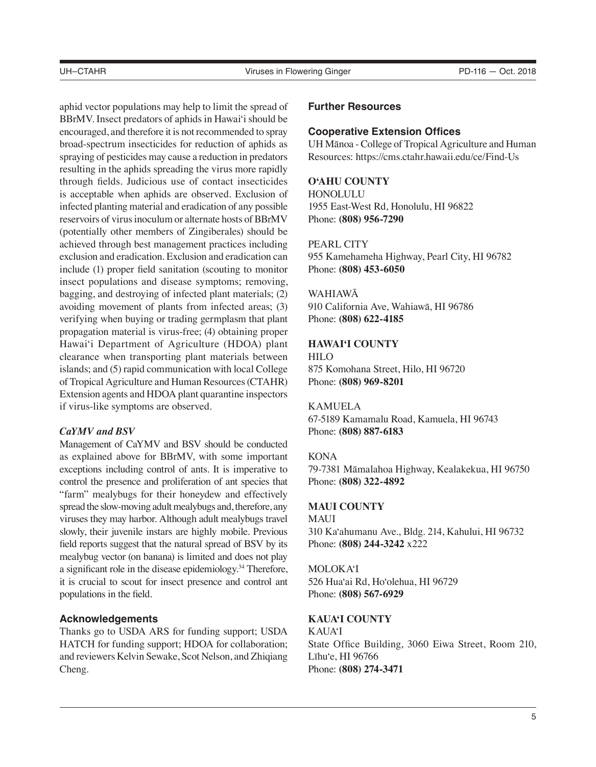aphid vector populations may help to limit the spread of BBrMV. Insect predators of aphids in Hawaiʻi should be encouraged, and therefore it is not recommended to spray broad-spectrum insecticides for reduction of aphids as spraying of pesticides may cause a reduction in predators resulting in the aphids spreading the virus more rapidly through fields. Judicious use of contact insecticides is acceptable when aphids are observed. Exclusion of infected planting material and eradication of any possible reservoirs of virus inoculum or alternate hosts of BBrMV (potentially other members of Zingiberales) should be achieved through best management practices including exclusion and eradication. Exclusion and eradication can include (1) proper field sanitation (scouting to monitor insect populations and disease symptoms; removing, bagging, and destroying of infected plant materials; (2) avoiding movement of plants from infected areas; (3) verifying when buying or trading germplasm that plant propagation material is virus-free; (4) obtaining proper Hawaiʻi Department of Agriculture (HDOA) plant clearance when transporting plant materials between islands; and (5) rapid communication with local College of Tropical Agriculture and Human Resources (CTAHR) Extension agents and HDOA plant quarantine inspectors if virus-like symptoms are observed.

### *CaYMV and BSV*

Management of CaYMV and BSV should be conducted as explained above for BBrMV, with some important exceptions including control of ants. It is imperative to control the presence and proliferation of ant species that "farm" mealybugs for their honeydew and effectively spread the slow-moving adult mealybugs and, therefore, any viruses they may harbor. Although adult mealybugs travel slowly, their juvenile instars are highly mobile. Previous field reports suggest that the natural spread of BSV by its mealybug vector (on banana) is limited and does not play a significant role in the disease epidemiology.[34] Therefore, it is crucial to scout for insect presence and control ant populations in the field.

## Acknowledgements

Thanks go to USDA ARS for funding support; USDA HATCH for funding support; HDOA for collaboration; and reviewers Kelvin Sewake, Scot Nelson, and Zhiqiang Cheng.

## Further Resources

### Cooperative Extension Offices

UH Mānoa - College of Tropical Agriculture and Human Resources: https://cms.ctahr.hawaii.edu/ce/Find-Us

**OʻAHU COUNTY**

HONOLULU
1955 East-West Rd, Honolulu, HI 96822
Phone: **(808) 956-7290**

PEARL CITY
955 Kamehameha Highway, Pearl City, HI 96782
Phone: **(808) 453-6050**

WAHIAWĀ
910 California Ave, Wahiawā, HI 96786
Phone: **(808) 622-4185**

**HAWAIʻI COUNTY**

HILO
875 Komohana Street, Hilo, HI 96720
Phone: **(808) 969-8201**

KAMUELA
67-5189 Kamamalu Road, Kamuela, HI 96743
Phone: **(808) 887-6183**

KONA
79-7381 Māmalahoa Highway, Kealakekua, HI 96750
Phone: **(808) 322-4892**

**MAUI COUNTY**

MAUI
310 Kaʻahumanu Ave., Bldg. 214, Kahului, HI 96732
Phone: **(808) 244-3242** x222

MOLOKAʻI
526 Huaʻai Rd, Hoʻolehua, HI 96729
Phone: **(808) 567-6929**

**KAUAʻI COUNTY**

KAUAʻI
State Office Building, 3060 Eiwa Street, Room 210, Līhuʻe, HI 96766
Phone: **(808) 274-3471**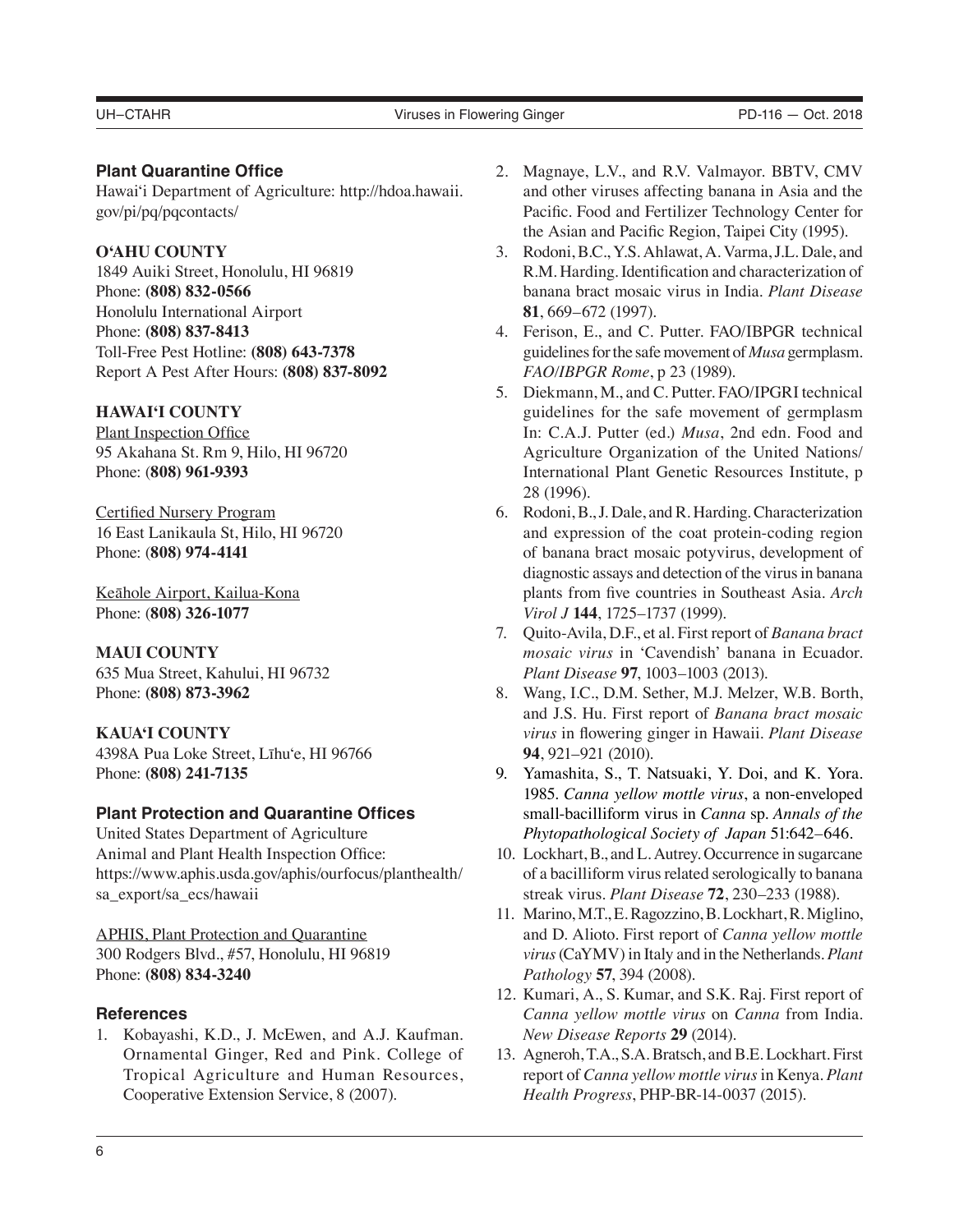### Plant Quarantine Office

Hawai'i Department of Agriculture: http://hdoa.hawaii.gov/pi/pq/pqcontacts/

**O'AHU COUNTY**

1849 Auiki Street, Honolulu, HI 96819
Phone: **(808) 832-0566**
Honolulu International Airport
Phone: **(808) 837-8413**
Toll-Free Pest Hotline: **(808) 643-7378**
Report A Pest After Hours: **(808) 837-8092**

**HAWAI'I COUNTY**

Plant Inspection Office
95 Akahana St. Rm 9, Hilo, HI 96720
Phone: (**808) 961-9393**

Certified Nursery Program
16 East Lanikaula St, Hilo, HI 96720
Phone: (**808) 974-4141**

Keāhole Airport, Kailua-Kona
Phone: (**808) 326-1077**

**MAUI COUNTY**

635 Mua Street, Kahului, HI 96732
Phone: **(808) 873-3962**

**KAUA'I COUNTY**

4398A Pua Loke Street, Līhu'e, HI 96766
Phone: **(808) 241-7135**

### Plant Protection and Quarantine Offices

United States Department of Agriculture
Animal and Plant Health Inspection Office:
https://www.aphis.usda.gov/aphis/ourfocus/planthealth/sa_export/sa_ecs/hawaii

APHIS, Plant Protection and Quarantine
300 Rodgers Blvd., #57, Honolulu, HI 96819
Phone: **(808) 834-3240**

### References

1. Kobayashi, K.D., J. McEwen, and A.J. Kaufman. Ornamental Ginger, Red and Pink. College of Tropical Agriculture and Human Resources, Cooperative Extension Service, 8 (2007).
2. Magnaye, L.V., and R.V. Valmayor. BBTV, CMV and other viruses affecting banana in Asia and the Pacific. Food and Fertilizer Technology Center for the Asian and Pacific Region, Taipei City (1995).
3. Rodoni, B.C., Y.S. Ahlawat, A. Varma, J.L. Dale, and R.M. Harding. Identification and characterization of banana bract mosaic virus in India. *Plant Disease* **81**, 669–672 (1997).
4. Ferison, E., and C. Putter. FAO/IBPGR technical guidelines for the safe movement of *Musa* germplasm. *FAO/IBPGR Rome*, p 23 (1989).
5. Diekmann, M., and C. Putter. FAO/IPGRI technical guidelines for the safe movement of germplasm In: C.A.J. Putter (ed.) *Musa*, 2nd edn. Food and Agriculture Organization of the United Nations/ International Plant Genetic Resources Institute, p 28 (1996).
6. Rodoni, B., J. Dale, and R. Harding. Characterization and expression of the coat protein-coding region of banana bract mosaic potyvirus, development of diagnostic assays and detection of the virus in banana plants from five countries in Southeast Asia. *Arch Virol J* **144**, 1725–1737 (1999).
7. Quito-Avila, D.F., et al. First report of *Banana bract mosaic virus* in 'Cavendish' banana in Ecuador. *Plant Disease* **97**, 1003–1003 (2013).
8. Wang, I.C., D.M. Sether, M.J. Melzer, W.B. Borth, and J.S. Hu. First report of *Banana bract mosaic virus* in flowering ginger in Hawaii. *Plant Disease* **94**, 921–921 (2010).
9. Yamashita, S., T. Natsuaki, Y. Doi, and K. Yora. 1985. *Canna yellow mottle virus*, a non-enveloped small-bacilliform virus in *Canna* sp. *Annals of the Phytopathological Society of Japan* 51:642–646.
10. Lockhart, B., and L. Autrey. Occurrence in sugarcane of a bacilliform virus related serologically to banana streak virus. *Plant Disease* **72**, 230–233 (1988).
11. Marino, M.T., E. Ragozzino, B. Lockhart, R. Miglino, and D. Alioto. First report of *Canna yellow mottle virus* (CaYMV) in Italy and in the Netherlands. *Plant Pathology* **57**, 394 (2008).
12. Kumari, A., S. Kumar, and S.K. Raj. First report of *Canna yellow mottle virus* on *Canna* from India. *New Disease Reports* **29** (2014).
13. Agneroh, T.A., S.A. Bratsch, and B.E. Lockhart. First report of *Canna yellow mottle virus* in Kenya. *Plant Health Progress*, PHP-BR-14-0037 (2015).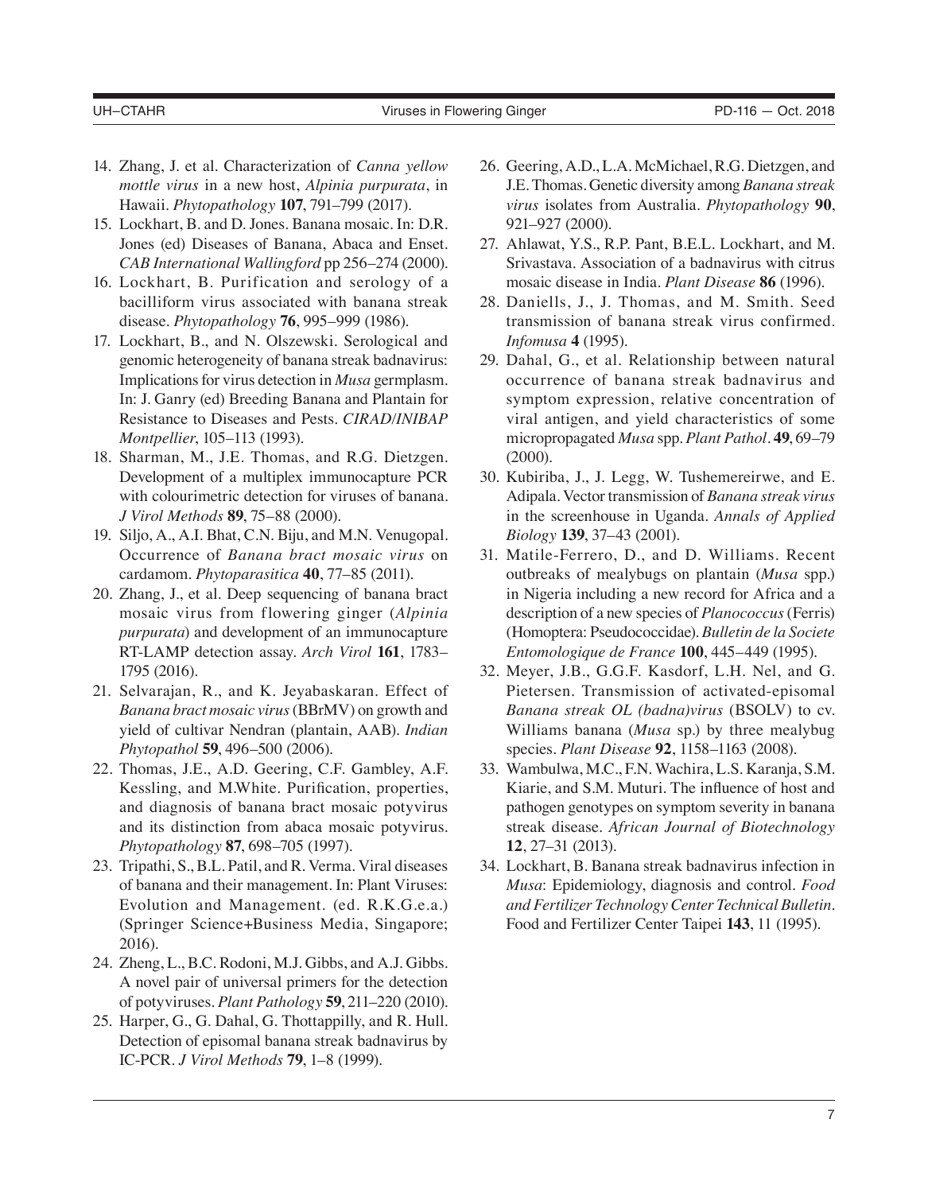14. Zhang, J. et al. Characterization of *Canna yellow mottle virus* in a new host, *Alpinia purpurata*, in Hawaii. *Phytopathology* **107**, 791–799 (2017).
15. Lockhart, B. and D. Jones. Banana mosaic. In: D.R. Jones (ed) Diseases of Banana, Abaca and Enset. *CAB International Wallingford* pp 256–274 (2000).
16. Lockhart, B. Purification and serology of a bacilliform virus associated with banana streak disease. *Phytopathology* **76**, 995–999 (1986).
17. Lockhart, B., and N. Olszewski. Serological and genomic heterogeneity of banana streak badnavirus: Implications for virus detection in *Musa* germplasm. In: J. Ganry (ed) Breeding Banana and Plantain for Resistance to Diseases and Pests. *CIRAD/INIBAP Montpellier*, 105–113 (1993).
18. Sharman, M., J.E. Thomas, and R.G. Dietzgen. Development of a multiplex immunocapture PCR with colourimetric detection for viruses of banana. *J Virol Methods* **89**, 75–88 (2000).
19. Siljo, A., A.I. Bhat, C.N. Biju, and M.N. Venugopal. Occurrence of *Banana bract mosaic virus* on cardamom. *Phytoparasitica* **40**, 77–85 (2011).
20. Zhang, J., et al. Deep sequencing of banana bract mosaic virus from flowering ginger (*Alpinia purpurata*) and development of an immunocapture RT-LAMP detection assay. *Arch Virol* **161**, 1783–1795 (2016).
21. Selvarajan, R., and K. Jeyabaskaran. Effect of *Banana bract mosaic virus* (BBrMV) on growth and yield of cultivar Nendran (plantain, AAB). *Indian Phytopathol* **59**, 496–500 (2006).
22. Thomas, J.E., A.D. Geering, C.F. Gambley, A.F. Kessling, and M.White. Purification, properties, and diagnosis of banana bract mosaic potyvirus and its distinction from abaca mosaic potyvirus. *Phytopathology* **87**, 698–705 (1997).
23. Tripathi, S., B.L. Patil, and R. Verma. Viral diseases of banana and their management. In: Plant Viruses: Evolution and Management. (ed. R.K.G.e.a.) (Springer Science+Business Media, Singapore; 2016).
24. Zheng, L., B.C. Rodoni, M.J. Gibbs, and A.J. Gibbs. A novel pair of universal primers for the detection of potyviruses. *Plant Pathology* **59**, 211–220 (2010).
25. Harper, G., G. Dahal, G. Thottappilly, and R. Hull. Detection of episomal banana streak badnavirus by IC-PCR. *J Virol Methods* **79**, 1–8 (1999).
26. Geering, A.D., L.A. McMichael, R.G. Dietzgen, and J.E. Thomas. Genetic diversity among *Banana streak virus* isolates from Australia. *Phytopathology* **90**, 921–927 (2000).
27. Ahlawat, Y.S., R.P. Pant, B.E.L. Lockhart, and M. Srivastava. Association of a badnavirus with citrus mosaic disease in India. *Plant Disease* **86** (1996).
28. Daniells, J., J. Thomas, and M. Smith. Seed transmission of banana streak virus confirmed. *Infomusa* **4** (1995).
29. Dahal, G., et al. Relationship between natural occurrence of banana streak badnavirus and symptom expression, relative concentration of viral antigen, and yield characteristics of some micropropagated *Musa* spp. *Plant Pathol*. **49**, 69–79 (2000).
30. Kubiriba, J., J. Legg, W. Tushemereirwe, and E. Adipala. Vector transmission of *Banana streak virus* in the screenhouse in Uganda. *Annals of Applied Biology* **139**, 37–43 (2001).
31. Matile-Ferrero, D., and D. Williams. Recent outbreaks of mealybugs on plantain (*Musa* spp.) in Nigeria including a new record for Africa and a description of a new species of *Planococcus* (Ferris) (Homoptera: Pseudococcidae). *Bulletin de la Societe Entomologique de France* **100**, 445–449 (1995).
32. Meyer, J.B., G.G.F. Kasdorf, L.H. Nel, and G. Pietersen. Transmission of activated-episomal *Banana streak OL (badna)virus* (BSOLV) to cv. Williams banana (*Musa* sp.) by three mealybug species. *Plant Disease* **92**, 1158–1163 (2008).
33. Wambulwa, M.C., F.N. Wachira, L.S. Karanja, S.M. Kiarie, and S.M. Muturi. The influence of host and pathogen genotypes on symptom severity in banana streak disease. *African Journal of Biotechnology* **12**, 27–31 (2013).
34. Lockhart, B. Banana streak badnavirus infection in *Musa*: Epidemiology, diagnosis and control. *Food and Fertilizer Technology Center Technical Bulletin*. Food and Fertilizer Center Taipei **143**, 11 (1995).